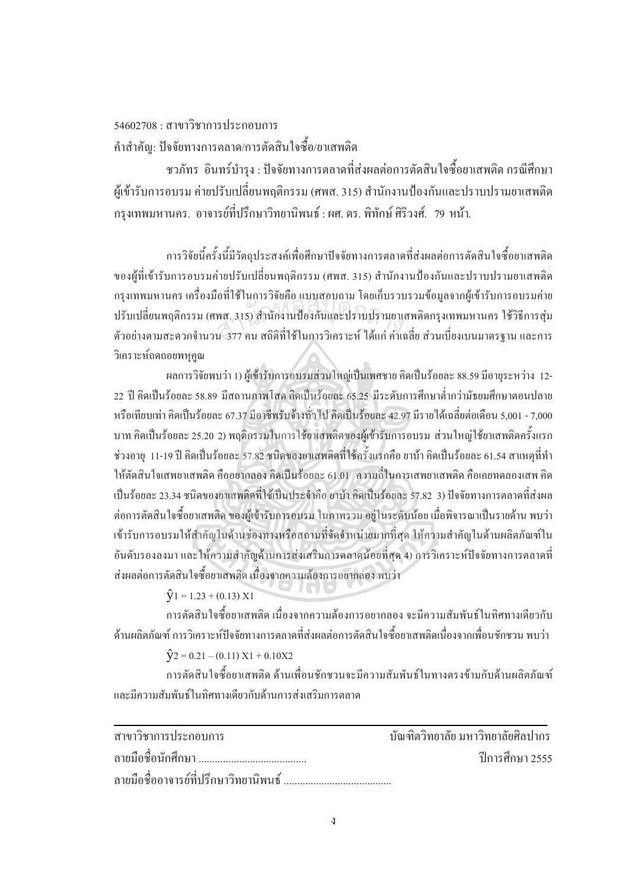54602708 : สาขาวิชาการประกอบการ

คำสำคัญ: ปัจจัยทางการตลาด/การตัดสินใจซื้อ/ยาเสพติด

ชวภัทร อินทร์บำรุง : ปัจจัยทางการตลาดที่ส่งผลต่อการตัดสินใจซื้อยาเสพติด กรณีศึกษา ผู้เข้ารับการอบรม ค่ายปรับเปลี่ยนพฤติกรรม (ศพส. 315) สำนักงานป้องกันและปราบปรามยาเสพติด กรุงเทพมหานคร. อาจารย์ที่ปรึกษาวิทยานิพนธ์ : ผศ. ดร. พิทักษ์ ศิริวงศ์. 79 หน้า.

การวิจัยนี้ครั้งนี้มีวัตถุประสงค์เพื่อศึกษาปัจจัยทางการตลาดที่ส่งผลต่อการตัดสินใจซื้อยาเสพติด ของผู้ที่เข้ารับการอบรมค่ายปรับเปลี่ยนพฤติกรรม (ศพส. 315) สำนักงานป้องกันและปราบปรามยาเสพติด กรุงเทพมหานคร เครื่องมือที่ใช้ในการวิจัยคือ แบบสอบถาม โดยเก็บรวบรวมข้อมูลจากผู้เข้ารับการอบรมค่ายปรับเปลี่ยนพฤติกรรม (ศพส. 315) สำนักงานป้องกันและปราบปรามยาเสพติดกรุงเทพมหานคร ใช้วิธีการสุ่มตัวอย่างตามสะดวกจำนวน 377 คน สถิติที่ใช้ในการวิเคราะห์ ได้แก่ ค่าเฉลี่ย ส่วนเบี่ยงเบนมาตรฐาน และการวิเคราะห์ถดถอยพหุคูณ

ผลการวิจัยพบว่า 1) ผู้เข้ารับการอบรมส่วนใหญ่เป็นเพศชาย คิดเป็นร้อยละ 88.59 มีอายุระหว่าง 12-22 ปี คิดเป็นร้อยละ 58.89 มีสถานภาพโสด คิดเป็นร้อยละ 65.25 มีระดับการศึกษาต่ำกว่ามัธยมศึกษาตอนปลายหรือเทียบเท่า คิดเป็นร้อยละ 67.37 มีอาชีพรับจ้างทั่วไป คิดเป็นร้อยละ 42.97 มีรายได้เฉลี่ยต่อเดือน 5,001 - 7,000 บาท คิดเป็นร้อยละ 25.20 2) พฤติกรรมในการใช้ยาเสพติดของผู้เข้ารับการอบรม ส่วนใหญ่ใช้ยาเสพติดครั้งแรกช่วงอายุ 11-19 ปี คิดเป็นร้อยละ 57.82 ชนิดของยาเสพติดที่ใช้ครั้งแรกคือ ยาบ้า คิดเป็นร้อยละ 61.54 สาเหตุที่ทำให้ตัดสินใจเสพยาเสพติด คืออยากลอง คิดเป็นร้อยละ 61.01 ความถี่ในการเสพยาเสพติด คือเคยทดลองเสพ คิดเป็นร้อยละ 23.34 ชนิดของยาเสพติดที่ใช้เป็นประจำคือ ยาบ้า คิดเป็นร้อยละ 57.82 3) ปัจจัยทางการตลาดที่ส่งผลต่อการตัดสินใจซื้อยาเสพติด ของผู้เข้ารับการอบรม ในภาพรวม อยู่ในระดับน้อย เมื่อพิจารณาเป็นรายด้าน พบว่าเข้ารับการอบรมให้สำคัญในด้านช่องทางหรือสถานที่จัดจำหน่ายมากที่สุด ให้ความสำคัญในด้านผลิตภัณฑ์ในอันดับรองลงมา และให้ความสำคัญด้านการส่งเสริมการตลาดน้อยที่สุด 4) การวิเคราะห์ปัจจัยทางการตลาดที่ส่งผลต่อการตัดสินใจซื้อยาเสพติด เนื่องจากความต้องการอยากลอง พบว่า

$$\hat{y}_1 = 1.23 + (0.13)\,X1$$

การตัดสินใจซื้อยาเสพติด เนื่องจากความต้องการอยากลอง จะมีความสัมพันธ์ในทิศทางเดียวกับด้านผลิตภัณฑ์ การวิเคราะห์ปัจจัยทางการตลาดที่ส่งผลต่อการตัดสินใจซื้อยาเสพติดเนื่องจากเพื่อนชักชวน พบว่า

$$\hat{y}_2 = 0.21 - (0.11)\,X1 + 0.10X2$$

การตัดสินใจซื้อยาเสพติด ด้านเพื่อนชักชวนจะมีความสัมพันธ์ในทางตรงข้ามกับด้านผลิตภัณฑ์ และมีความสัมพันธ์ในทิศทางเดียวกับด้านการส่งเสริมการตลาด

---

สาขาวิชาการประกอบการ บัณฑิตวิทยาลัย มหาวิทยาลัยศิลปากร

ลายมือชื่อนักศึกษา ........................................ ปีการศึกษา 2555

ลายมือชื่ออาจารย์ที่ปรึกษาวิทยานิพนธ์ ........................................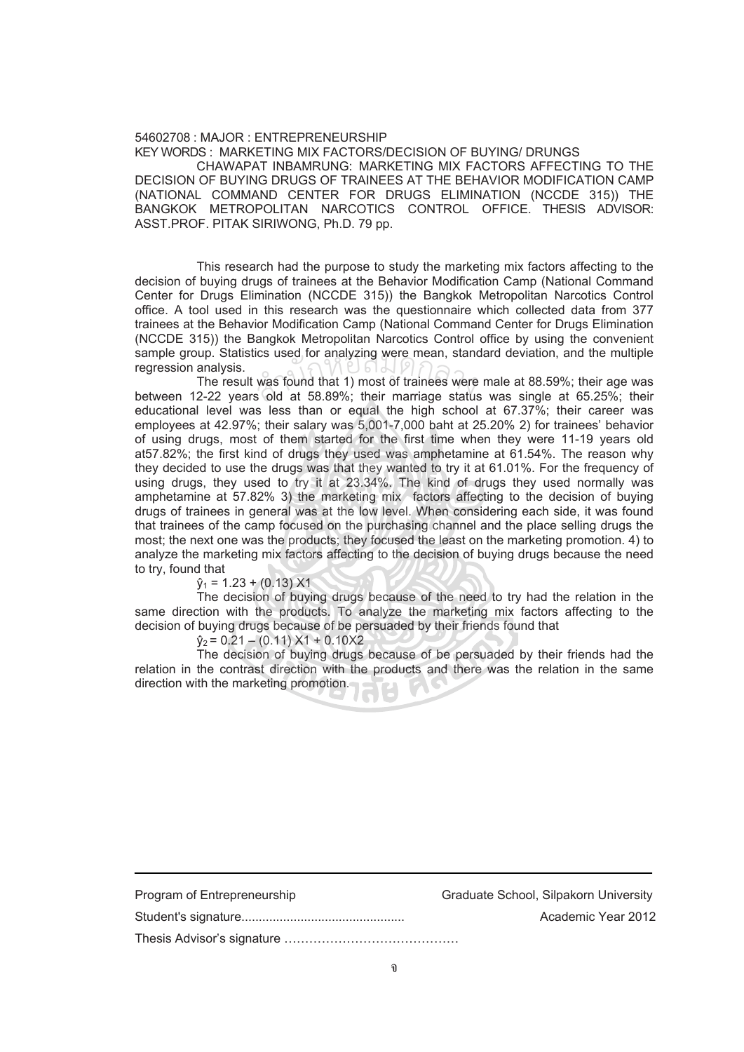54602708 : MAJOR : ENTREPRENEURSHIP

KEY WORDS : MARKETING MIX FACTORS/DECISION OF BUYING/ DRUNGS

CHAWAPAT INBAMRUNG: MARKETING MIX FACTORS AFFECTING TO THE DECISION OF BUYING DRUGS OF TRAINEES AT THE BEHAVIOR MODIFICATION CAMP (NATIONAL COMMAND CENTER FOR DRUGS ELIMINATION (NCCDE 315)) THE BANGKOK METROPOLITAN NARCOTICS CONTROL OFFICE. THESIS ADVISOR: ASST.PROF. PITAK SIRIWONG, Ph.D. 79 pp.

This research had the purpose to study the marketing mix factors affecting to the decision of buying drugs of trainees at the Behavior Modification Camp (National Command Center for Drugs Elimination (NCCDE 315)) the Bangkok Metropolitan Narcotics Control office. A tool used in this research was the questionnaire which collected data from 377 trainees at the Behavior Modification Camp (National Command Center for Drugs Elimination (NCCDE 315)) the Bangkok Metropolitan Narcotics Control office by using the convenient sample group. Statistics used for analyzing were mean, standard deviation, and the multiple regression analysis.

The result was found that 1) most of trainees were male at 88.59%; their age was between 12-22 years old at 58.89%; their marriage status was single at 65.25%; their educational level was less than or equal the high school at 67.37%; their career was employees at 42.97%; their salary was 5,001-7,000 baht at 25.20% 2) for trainees' behavior of using drugs, most of them started for the first time when they were 11-19 years old at57.82%; the first kind of drugs they used was amphetamine at 61.54%. The reason why they decided to use the drugs was that they wanted to try it at 61.01%. For the frequency of using drugs, they used to try it at 23.34%. The kind of drugs they used normally was amphetamine at 57.82% 3) the marketing mix factors affecting to the decision of buying drugs of trainees in general was at the low level. When considering each side, it was found that trainees of the camp focused on the purchasing channel and the place selling drugs the most; the next one was the products; they focused the least on the marketing promotion. 4) to analyze the marketing mix factors affecting to the decision of buying drugs because the need to try, found that

$\hat{y}_1 = 1.23 + (0.13)\,X1$

The decision of buying drugs because of the need to try had the relation in the same direction with the products. To analyze the marketing mix factors affecting to the decision of buying drugs because of be persuaded by their friends found that

$\hat{y}_2 = 0.21 - (0.11)\,X1 + 0.10X2$

The decision of buying drugs because of be persuaded by their friends had the relation in the contrast direction with the products and there was the relation in the same direction with the marketing promotion.

---

Program of Entrepreneurship                Graduate School, Silpakorn University

Student's signature..............................................                Academic Year 2012

Thesis Advisor's signature ……………………………………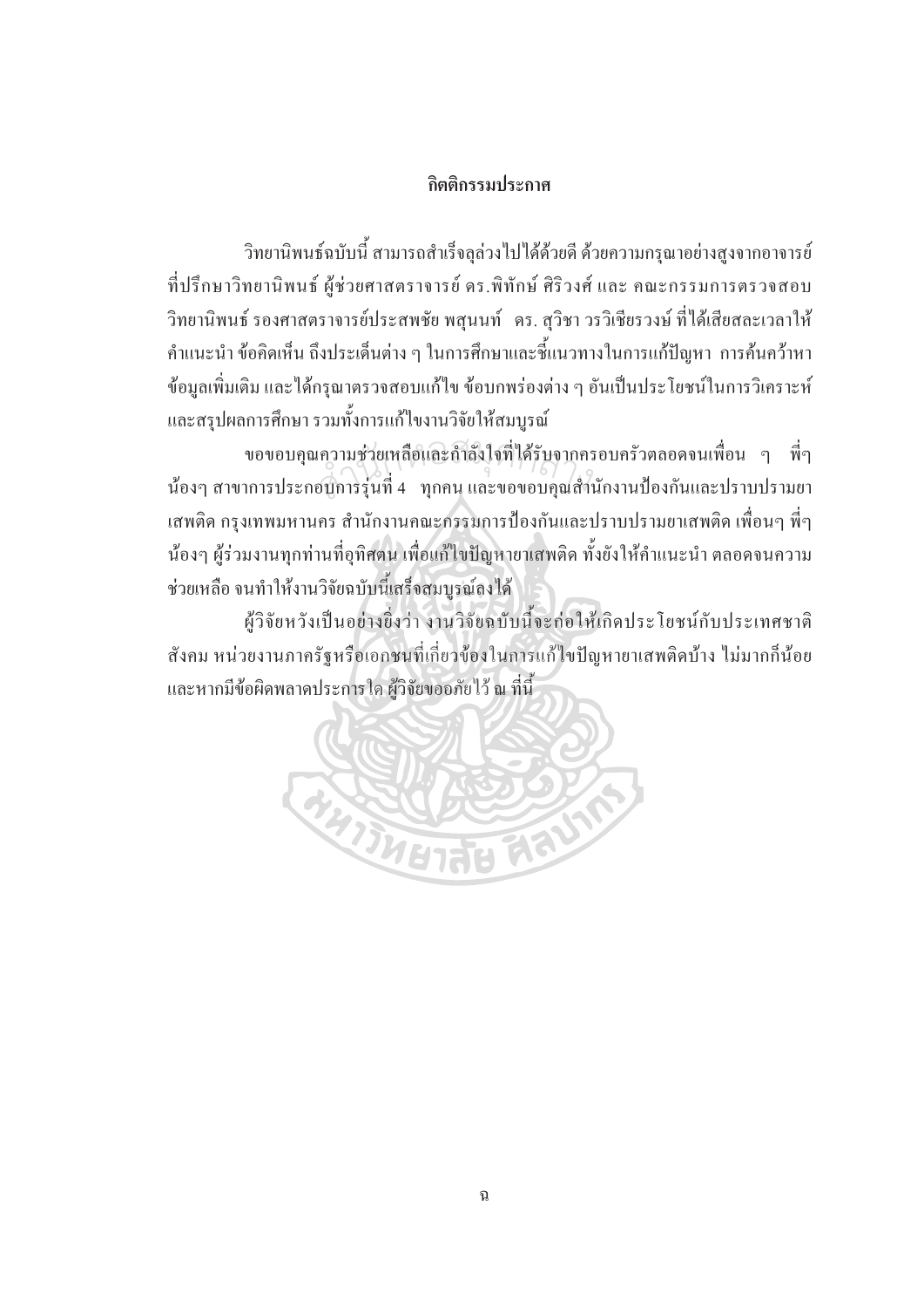## กิตติกรรมประกาศ

วิทยานิพนธ์ฉบับนี้ สามารถสำเร็จลุล่วงไปได้ด้วยดี ด้วยความกรุณาอย่างสูงจากอาจารย์ที่ปรึกษาวิทยานิพนธ์ ผู้ช่วยศาสตราจารย์ ดร.พิทักษ์ ศิริวงศ์ และ คณะกรรมการตรวจสอบวิทยานิพนธ์ รองศาสตราจารย์ประสพชัย พสุนนท์ ดร. สุวิชา วรวิเชียรวงษ์ ที่ได้เสียสละเวลาให้คำแนะนำ ข้อคิดเห็น ถึงประเด็นต่าง ๆ ในการศึกษาและชี้แนวทางในการแก้ปัญหา การค้นคว้าหาข้อมูลเพิ่มเติม และได้กรุณาตรวจสอบแก้ไข ข้อบกพร่องต่าง ๆ อันเป็นประโยชน์ในการวิเคราะห์และสรุปผลการศึกษา รวมทั้งการแก้ไขงานวิจัยให้สมบูรณ์

ขอขอบคุณความช่วยเหลือและกำลังใจที่ได้รับจากครอบครัวตลอดจนเพื่อน ๆ พี่ๆ น้องๆ สาขาการประกอบการรุ่นที่ 4 ทุกคน และขอขอบคุณสำนักงานป้องกันและปราบปรามยาเสพติด กรุงเทพมหานคร สำนักงานคณะกรรมการป้องกันและปราบปรามยาเสพติด เพื่อนๆ พี่ๆ น้องๆ ผู้ร่วมงานทุกท่านที่อุทิศตน เพื่อแก้ไขปัญหายาเสพติด ทั้งยังให้คำแนะนำ ตลอดจนความช่วยเหลือ จนทำให้งานวิจัยฉบับนี้เสร็จสมบูรณ์ลงได้

ผู้วิจัยหวังเป็นอย่างยิ่งว่า งานวิจัยฉบับนี้จะก่อให้เกิดประโยชน์กับประเทศชาติ สังคม หน่วยงานภาครัฐหรือเอกชนที่เกี่ยวข้องในการแก้ไขปัญหายาเสพติดบ้าง ไม่มากก็น้อย และหากมีข้อผิดพลาดประการใด ผู้วิจัยขออภัยไว้ ณ ที่นี้